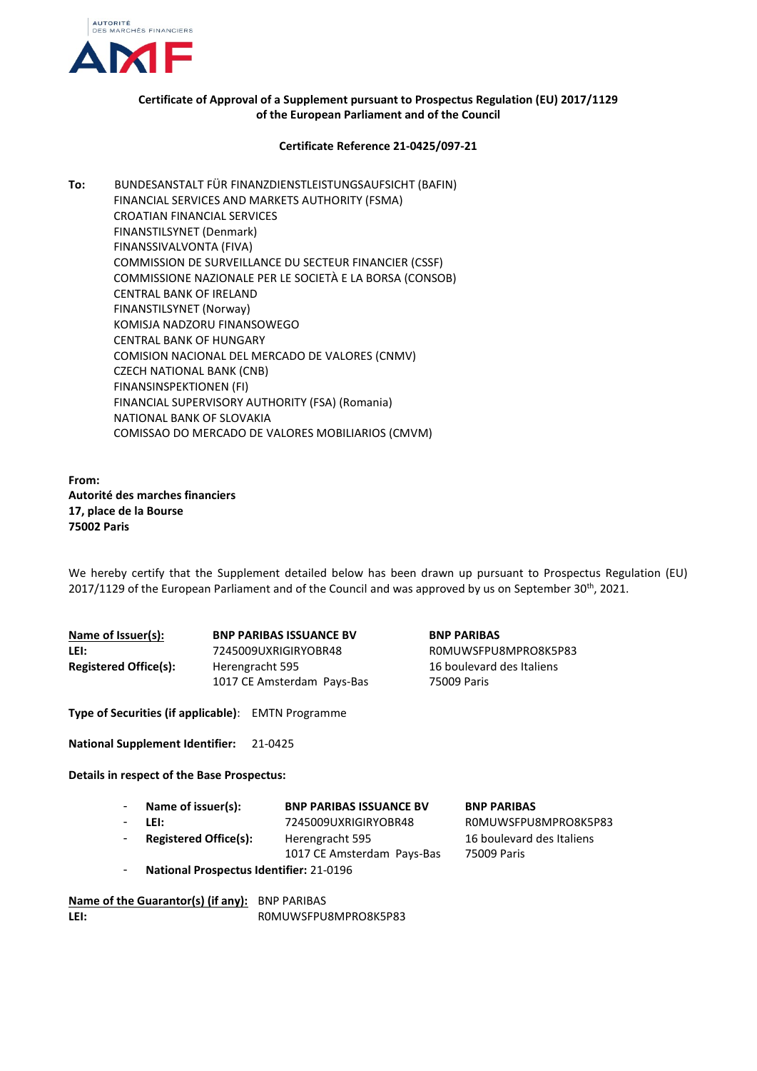AUTORITÉ DES MARCHÉS FINANCIERS

AMF

**Certificate of Approval of a Supplement pursuant to Prospectus Regulation (EU) 2017/1129 of the European Parliament and of the Council**

**Certificate Reference 21-0425/097-21**

**To:** BUNDESANSTALT FÜR FINANZDIENSTLEISTUNGSAUFSICHT (BAFIN)
FINANCIAL SERVICES AND MARKETS AUTHORITY (FSMA)
CROATIAN FINANCIAL SERVICES
FINANSTILSYNET (Denmark)
FINANSSIVALVONTA (FIVA)
COMMISSION DE SURVEILLANCE DU SECTEUR FINANCIER (CSSF)
COMMISSIONE NAZIONALE PER LE SOCIETÀ E LA BORSA (CONSOB)
CENTRAL BANK OF IRELAND
FINANSTILSYNET (Norway)
KOMISJA NADZORU FINANSOWEGO
CENTRAL BANK OF HUNGARY
COMISION NACIONAL DEL MERCADO DE VALORES (CNMV)
CZECH NATIONAL BANK (CNB)
FINANSINSPEKTIONEN (FI)
FINANCIAL SUPERVISORY AUTHORITY (FSA) (Romania)
NATIONAL BANK OF SLOVAKIA
COMISSAO DO MERCADO DE VALORES MOBILIARIOS (CMVM)

**From:**
**Autorité des marches financiers**
**17, place de la Bourse**
**75002 Paris**

We hereby certify that the Supplement detailed below has been drawn up pursuant to Prospectus Regulation (EU) 2017/1129 of the European Parliament and of the Council and was approved by us on September 30th, 2021.

| | | |
|---|---|---|
| **Name of Issuer(s):** | **BNP PARIBAS ISSUANCE BV** | **BNP PARIBAS** |
| **LEI:** | 7245009UXRIGIRYOBR48 | R0MUWSFPU8MPRO8K5P83 |
| **Registered Office(s):** | Herengracht 595<br>1017 CE Amsterdam Pays-Bas | 16 boulevard des Italiens<br>75009 Paris |

**Type of Securities (if applicable)**: EMTN Programme

**National Supplement Identifier:** 21-0425

**Details in respect of the Base Prospectus:**

| | | |
|---|---|---|
| - **Name of issuer(s):** | **BNP PARIBAS ISSUANCE BV** | **BNP PARIBAS** |
| - **LEI:** | 7245009UXRIGIRYOBR48 | R0MUWSFPU8MPRO8K5P83 |
| - **Registered Office(s):** | Herengracht 595<br>1017 CE Amsterdam Pays-Bas | 16 boulevard des Italiens<br>75009 Paris |

- **National Prospectus Identifier:** 21-0196

**Name of the Guarantor(s) (if any):** BNP PARIBAS
**LEI:** R0MUWSFPU8MPRO8K5P83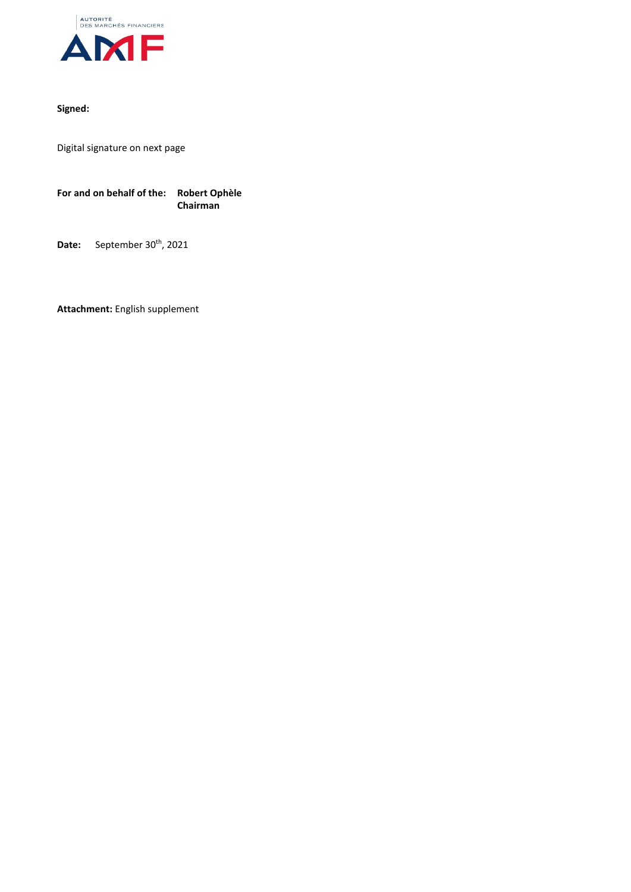**Signed:**

Digital signature on next page

**For and on behalf of the:** **Robert Ophèle**
**Chairman**

**Date:** September 30th, 2021

**Attachment:** English supplement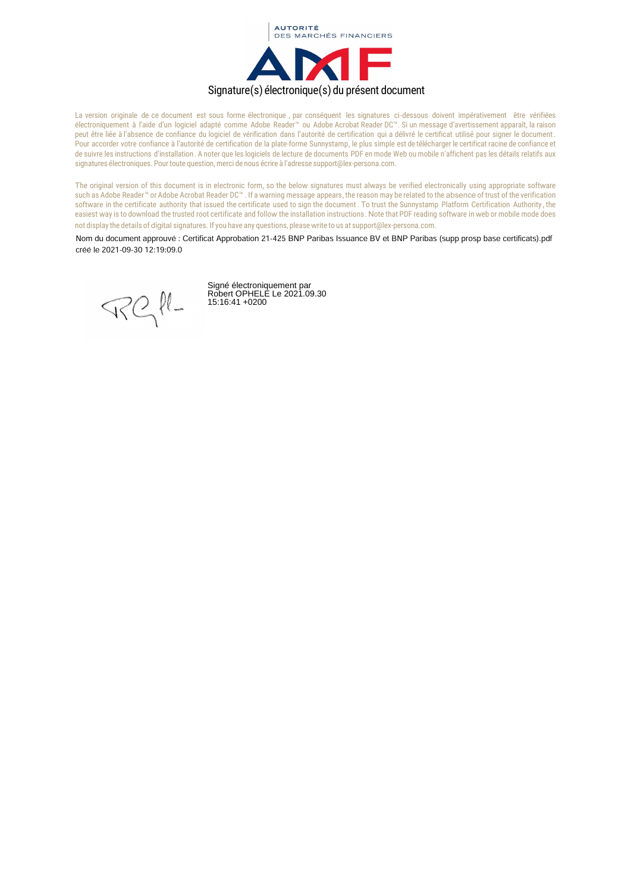AUTORITÉ
DES MARCHÉS FINANCIERS

AMF

# Signature(s) électronique(s) du présent document

La version originale de ce document est sous forme électronique , par conséquent les signatures ci-dessous doivent impérativement être vérifiées électroniquement à l'aide d'un logiciel adapté comme Adobe Reader™ ou Adobe Acrobat Reader DC™. Si un message d'avertissement apparaît, la raison peut être liée à l'absence de confiance du logiciel de vérification dans l'autorité de certification qui a délivré le certificat utilisé pour signer le document . Pour accorder votre confiance à l'autorité de certification de la plate-forme Sunnystamp, le plus simple est de télécharger le certificat racine de confiance et de suivre les instructions d'installation . A noter que les logiciels de lecture de documents PDF en mode Web ou mobile n'affichent pas les détails relatifs aux signatures électroniques. Pour toute question, merci de nous écrire à l'adresse support@lex-persona.com.

The original version of this document is in electronic form, so the below signatures must always be verified electronically using appropriate software such as Adobe Reader™ or Adobe Acrobat Reader DC™ . If a warning message appears, the reason may be related to the absence of trust of the verification software in the certificate authority that issued the certificate used to sign the document . To trust the Sunnystamp Platform Certification Authority , the easiest way is to download the trusted root certificate and follow the installation instructions . Note that PDF reading software in web or mobile mode does not display the details of digital signatures. If you have any questions, please write to us at support@lex-persona.com.

Nom du document approuvé : Certificat Approbation 21-425 BNP Paribas Issuance BV et BNP Paribas (supp prosp base certificats).pdf
créé le 2021-09-30 12:19:09.0

Signé électroniquement par
Robert OPHELE Le 2021.09.30
15:16:41 +0200